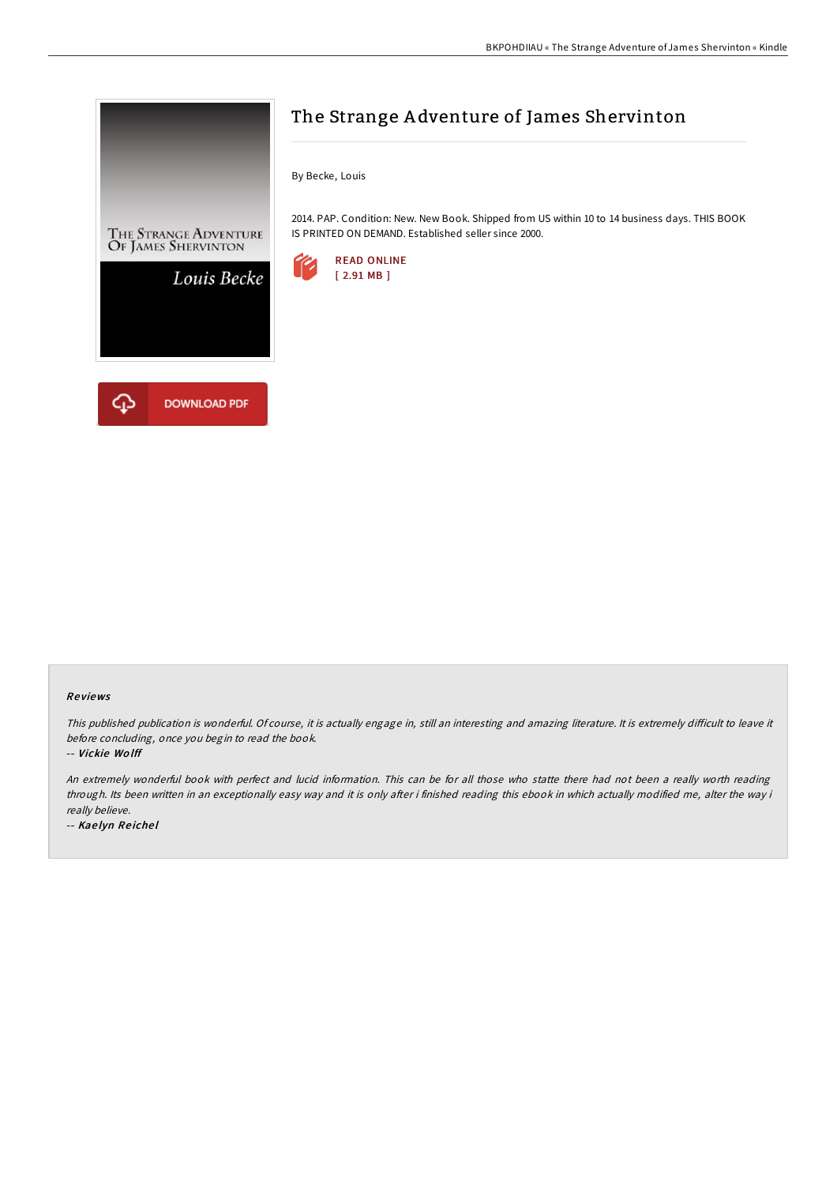# The Strange Adventure of James Shervinton

By Becke, Louis

2014. PAP. Condition: New. New Book. Shipped from US within 10 to 14 business days. THIS BOOK IS PRINTED ON DEMAND. Established seller since 2000.

READ ONLINE
[ 2.91 MB ]

DOWNLOAD PDF

### Reviews

*This published publication is wonderful. Of course, it is actually engage in, still an interesting and amazing literature. It is extremely difficult to leave it before concluding, once you begin to read the book.*

-- ***Vickie Wolff***

*An extremely wonderful book with perfect and lucid information. This can be for all those who statte there had not been a really worth reading through. Its been written in an exceptionally easy way and it is only after i finished reading this ebook in which actually modified me, alter the way i really believe.*

-- ***Kaelyn Reichel***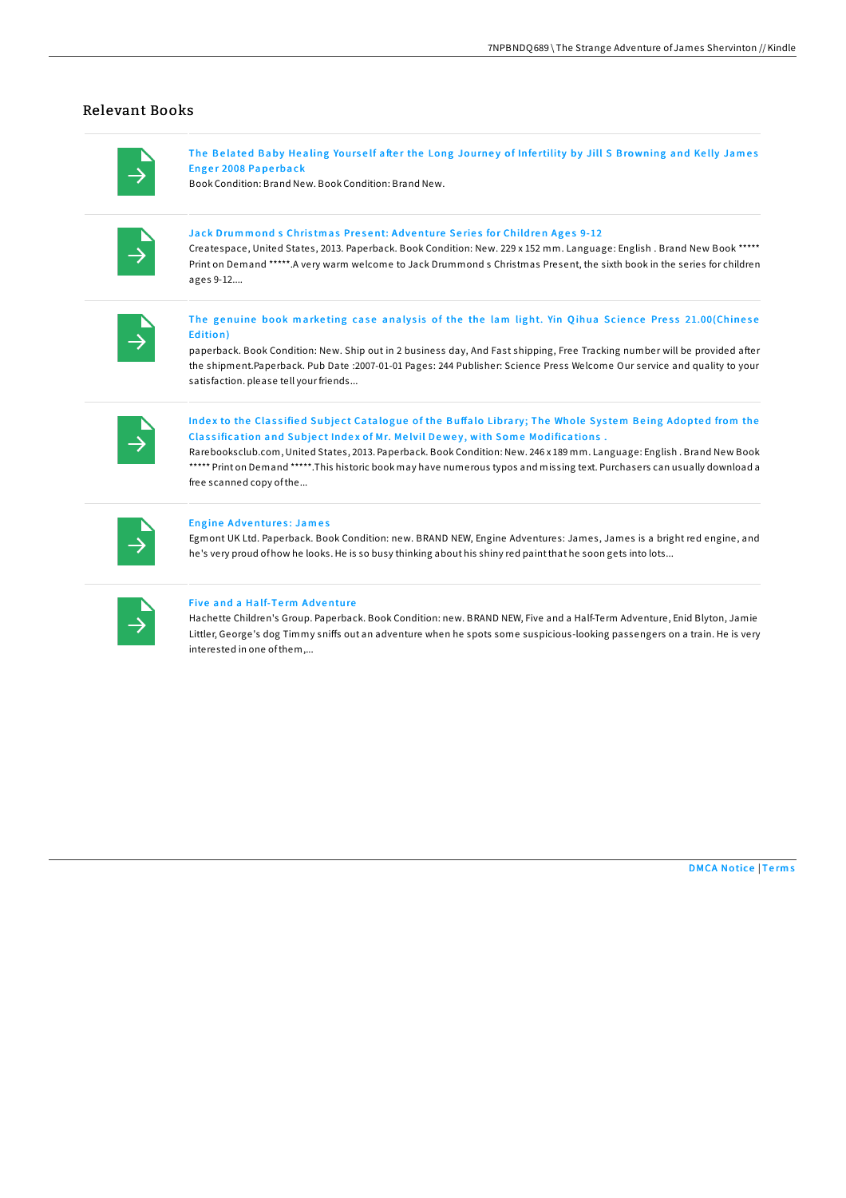## Relevant Books

**The Belated Baby Healing Yourself after the Long Journey of Infertility by Jill S Browning and Kelly James Enger 2008 Paperback**

Book Condition: Brand New. Book Condition: Brand New.

**Jack Drummond s Christmas Present: Adventure Series for Children Ages 9-12**

Createspace, United States, 2013. Paperback. Book Condition: New. 229 x 152 mm. Language: English . Brand New Book ***** Print on Demand *****.A very warm welcome to Jack Drummond s Christmas Present, the sixth book in the series for children ages 9-12....

**The genuine book marketing case analysis of the the lam light. Yin Qihua Science Press 21.00(Chinese Edition)**

paperback. Book Condition: New. Ship out in 2 business day, And Fast shipping, Free Tracking number will be provided after the shipment.Paperback. Pub Date :2007-01-01 Pages: 244 Publisher: Science Press Welcome Our service and quality to your satisfaction. please tell your friends...

**Index to the Classified Subject Catalogue of the Buffalo Library; The Whole System Being Adopted from the Classification and Subject Index of Mr. Melvil Dewey, with Some Modifications .**

Rarebooksclub.com, United States, 2013. Paperback. Book Condition: New. 246 x 189 mm. Language: English . Brand New Book ***** Print on Demand *****.This historic book may have numerous typos and missing text. Purchasers can usually download a free scanned copy of the...

**Engine Adventures: James**

Egmont UK Ltd. Paperback. Book Condition: new. BRAND NEW, Engine Adventures: James, James is a bright red engine, and he's very proud of how he looks. He is so busy thinking about his shiny red paint that he soon gets into lots...

**Five and a Half-Term Adventure**

Hachette Children's Group. Paperback. Book Condition: new. BRAND NEW, Five and a Half-Term Adventure, Enid Blyton, Jamie Littler, George's dog Timmy sniffs out an adventure when he spots some suspicious-looking passengers on a train. He is very interested in one of them,...

DMCA Notice | Terms